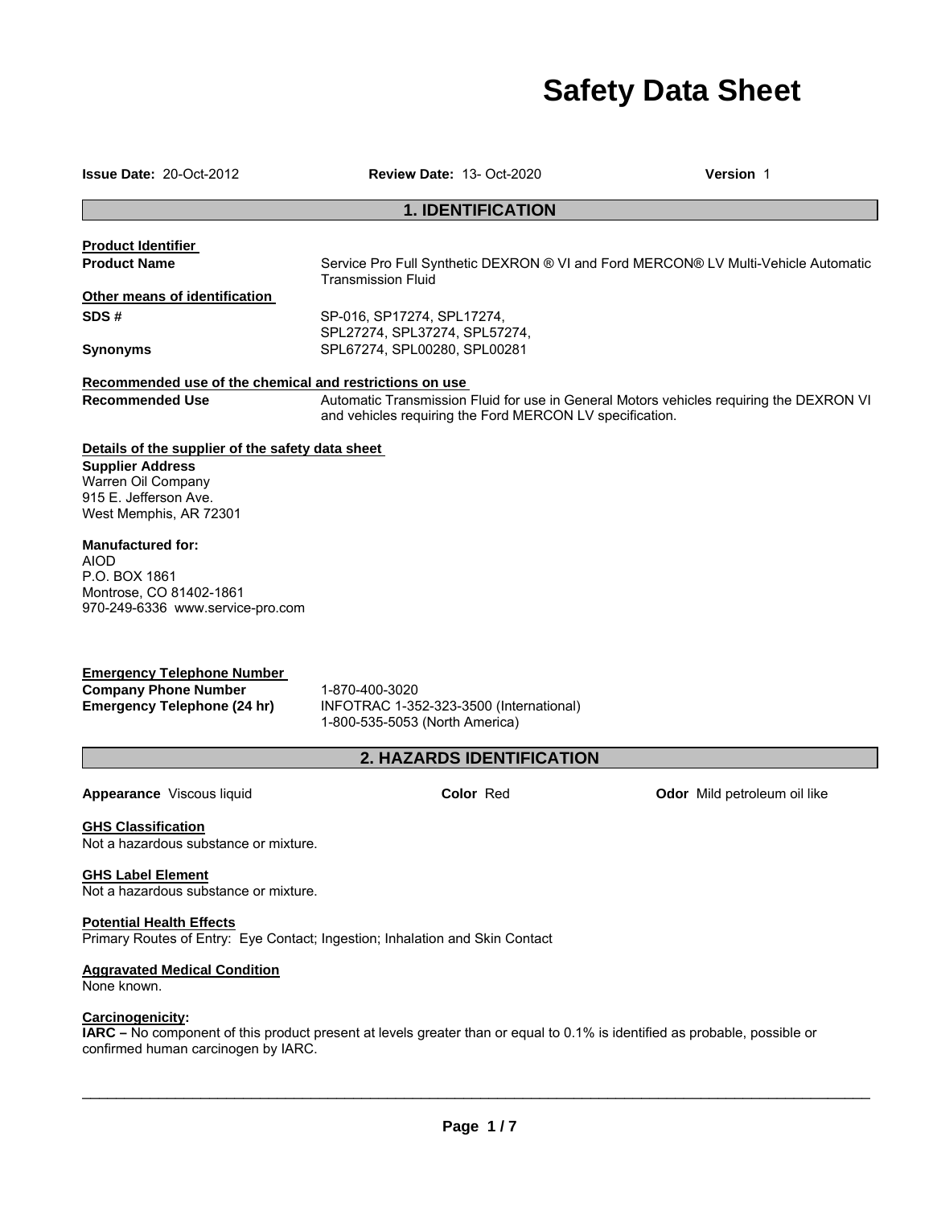# Safety Data Sheet

**Issue Date:** 20-Oct-2012 **Review Date:** 13- Oct-2020 **Version** 1

## 1. IDENTIFICATION

**Product Identifier**

**Product Name** Service Pro Full Synthetic DEXRON ® VI and Ford MERCON® LV Multi-Vehicle Automatic Transmission Fluid

**Other means of identification**

**SDS #** SP-016, SP17274, SPL17274, SPL27274, SPL37274, SPL57274,

**Synonyms** SPL67274, SPL00280, SPL00281

**Recommended use of the chemical and restrictions on use**

**Recommended Use** Automatic Transmission Fluid for use in General Motors vehicles requiring the DEXRON VI and vehicles requiring the Ford MERCON LV specification.

**Details of the supplier of the safety data sheet**

**Supplier Address**
Warren Oil Company
915 E. Jefferson Ave.
West Memphis, AR 72301

**Manufactured for:**
AIOD
P.O. BOX 1861
Montrose, CO 81402-1861
970-249-6336 www.service-pro.com

**Emergency Telephone Number**

**Company Phone Number** 1-870-400-3020

**Emergency Telephone (24 hr)** INFOTRAC 1-352-323-3500 (International)
1-800-535-5053 (North America)

## 2. HAZARDS IDENTIFICATION

**Appearance** Viscous liquid **Color** Red **Odor** Mild petroleum oil like

**GHS Classification**
Not a hazardous substance or mixture.

**GHS Label Element**
Not a hazardous substance or mixture.

**Potential Health Effects**
Primary Routes of Entry: Eye Contact; Ingestion; Inhalation and Skin Contact

**Aggravated Medical Condition**
None known.

**Carcinogenicity:**
**IARC –** No component of this product present at levels greater than or equal to 0.1% is identified as probable, possible or confirmed human carcinogen by IARC.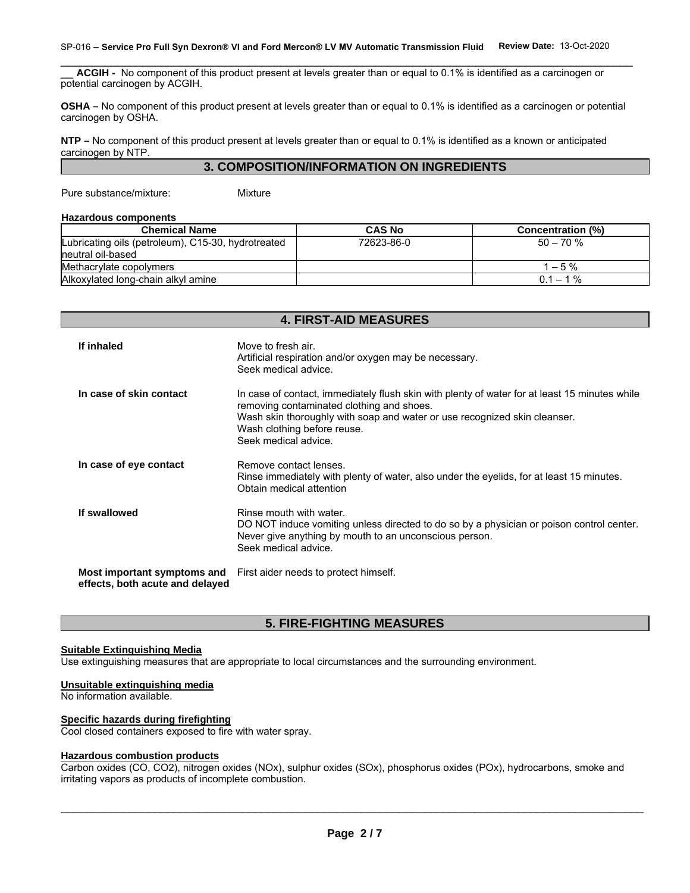**ACGIH -** No component of this product present at levels greater than or equal to 0.1% is identified as a carcinogen or potential carcinogen by ACGIH.

**OSHA –** No component of this product present at levels greater than or equal to 0.1% is identified as a carcinogen or potential carcinogen by OSHA.

**NTP –** No component of this product present at levels greater than or equal to 0.1% is identified as a known or anticipated carcinogen by NTP.

## 3. COMPOSITION/INFORMATION ON INGREDIENTS

Pure substance/mixture: Mixture

**Hazardous components**

| Chemical Name | CAS No | Concentration (%) |
|---|---|---|
| Lubricating oils (petroleum), C15-30, hydrotreated neutral oil-based | 72623-86-0 | 50 – 70 % |
| Methacrylate copolymers | | 1 – 5 % |
| Alkoxylated long-chain alkyl amine | | 0.1 – 1 % |

## 4. FIRST-AID MEASURES

**If inhaled**

Move to fresh air.
Artificial respiration and/or oxygen may be necessary.
Seek medical advice.

**In case of skin contact**

In case of contact, immediately flush skin with plenty of water for at least 15 minutes while removing contaminated clothing and shoes.
Wash skin thoroughly with soap and water or use recognized skin cleanser.
Wash clothing before reuse.
Seek medical advice.

**In case of eye contact**

Remove contact lenses.
Rinse immediately with plenty of water, also under the eyelids, for at least 15 minutes.
Obtain medical attention

**If swallowed**

Rinse mouth with water.
DO NOT induce vomiting unless directed to do so by a physician or poison control center.
Never give anything by mouth to an unconscious person.
Seek medical advice.

**Most important symptoms and effects, both acute and delayed**

First aider needs to protect himself.

## 5. FIRE-FIGHTING MEASURES

**Suitable Extinguishing Media**

Use extinguishing measures that are appropriate to local circumstances and the surrounding environment.

**Unsuitable extinguishing media**

No information available.

**Specific hazards during firefighting**

Cool closed containers exposed to fire with water spray.

**Hazardous combustion products**

Carbon oxides (CO, $CO_2$), nitrogen oxides ($NO_x$), sulphur oxides ($SO_x$), phosphorus oxides ($PO_x$), hydrocarbons, smoke and irritating vapors as products of incomplete combustion.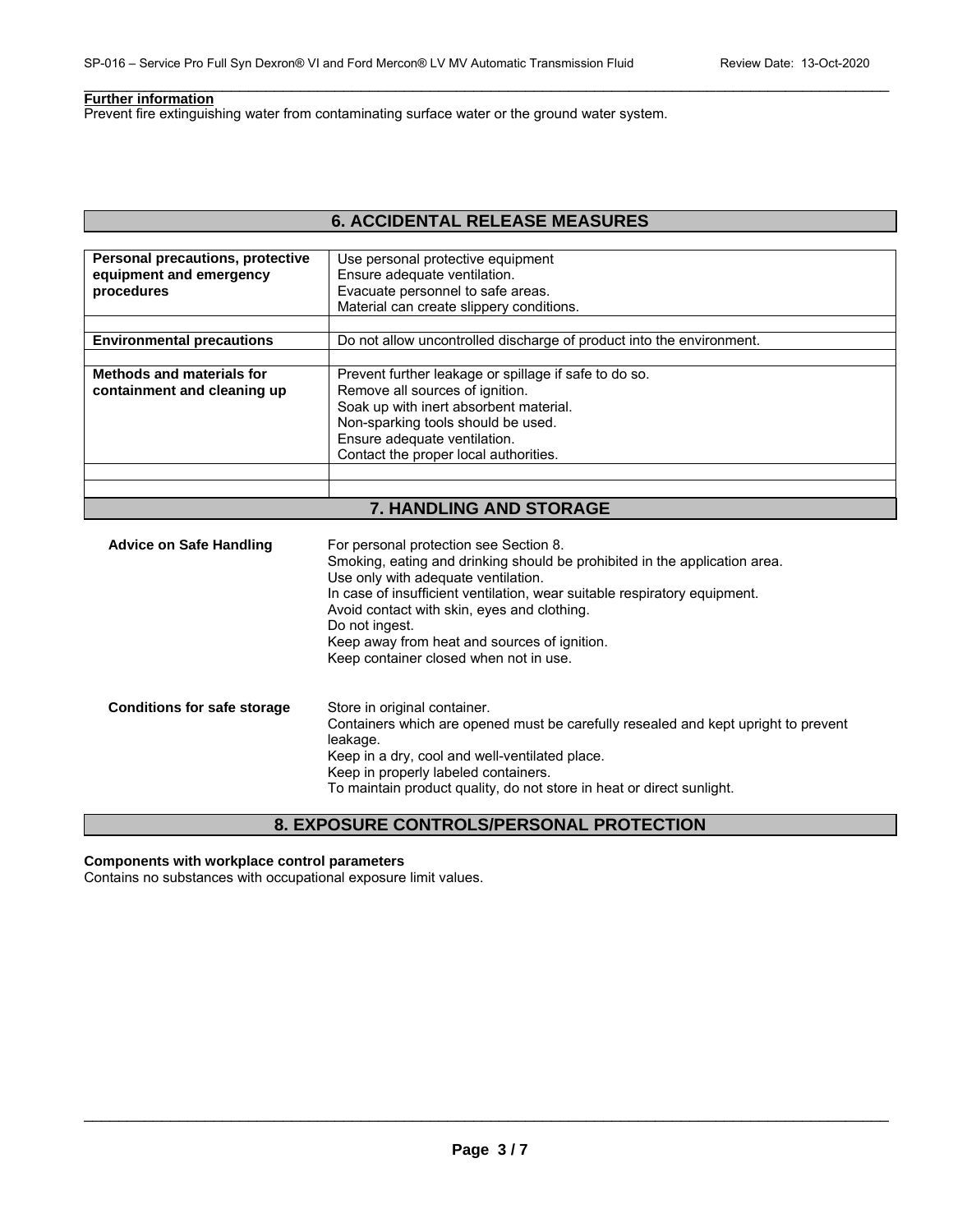**Further information**

Prevent fire extinguishing water from contaminating surface water or the ground water system.

## 6. ACCIDENTAL RELEASE MEASURES

| | |
|---|---|
| **Personal precautions, protective equipment and emergency procedures** | Use personal protective equipment<br>Ensure adequate ventilation.<br>Evacuate personnel to safe areas.<br>Material can create slippery conditions. |
| **Environmental precautions** | Do not allow uncontrolled discharge of product into the environment. |
| **Methods and materials for containment and cleaning up** | Prevent further leakage or spillage if safe to do so.<br>Remove all sources of ignition.<br>Soak up with inert absorbent material.<br>Non-sparking tools should be used.<br>Ensure adequate ventilation.<br>Contact the proper local authorities. |

## 7. HANDLING AND STORAGE

**Advice on Safe Handling**

For personal protection see Section 8.
Smoking, eating and drinking should be prohibited in the application area.
Use only with adequate ventilation.
In case of insufficient ventilation, wear suitable respiratory equipment.
Avoid contact with skin, eyes and clothing.
Do not ingest.
Keep away from heat and sources of ignition.
Keep container closed when not in use.

**Conditions for safe storage**

Store in original container.
Containers which are opened must be carefully resealed and kept upright to prevent leakage.
Keep in a dry, cool and well-ventilated place.
Keep in properly labeled containers.
To maintain product quality, do not store in heat or direct sunlight.

## 8. EXPOSURE CONTROLS/PERSONAL PROTECTION

**Components with workplace control parameters**

Contains no substances with occupational exposure limit values.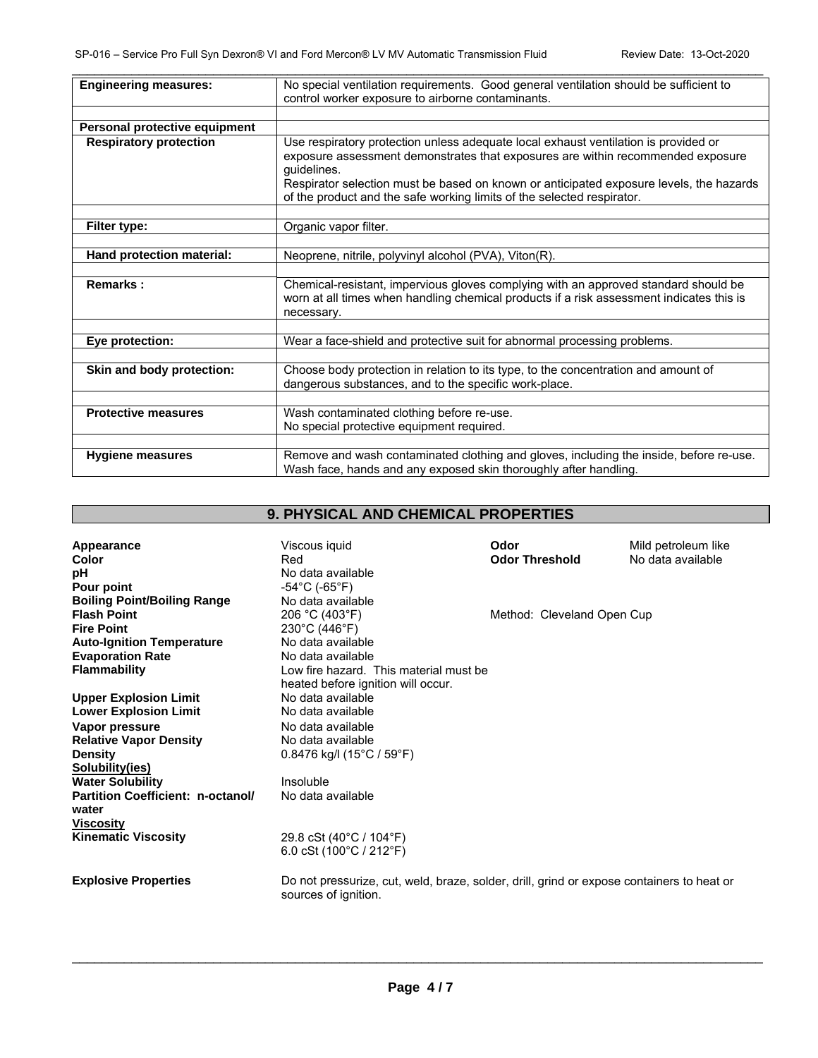| | |
|---|---|
| **Engineering measures:** | No special ventilation requirements. Good general ventilation should be sufficient to control worker exposure to airborne contaminants. |
| | |
| **Personal protective equipment** | |
| **Respiratory protection** | Use respiratory protection unless adequate local exhaust ventilation is provided or exposure assessment demonstrates that exposures are within recommended exposure guidelines.<br>Respirator selection must be based on known or anticipated exposure levels, the hazards of the product and the safe working limits of the selected respirator. |
| | |
| **Filter type:** | Organic vapor filter. |
| | |
| **Hand protection material:** | Neoprene, nitrile, polyvinyl alcohol (PVA), Viton(R). |
| | |
| **Remarks :** | Chemical-resistant, impervious gloves complying with an approved standard should be worn at all times when handling chemical products if a risk assessment indicates this is necessary. |
| | |
| **Eye protection:** | Wear a face-shield and protective suit for abnormal processing problems. |
| | |
| **Skin and body protection:** | Choose body protection in relation to its type, to the concentration and amount of dangerous substances, and to the specific work-place. |
| | |
| **Protective measures** | Wash contaminated clothing before re-use.<br>No special protective equipment required. |
| | |
| **Hygiene measures** | Remove and wash contaminated clothing and gloves, including the inside, before re-use.<br>Wash face, hands and any exposed skin thoroughly after handling. |

## 9. PHYSICAL AND CHEMICAL PROPERTIES

| | | | |
|---|---|---|---|
| **Appearance** | Viscous iquid | **Odor** | Mild petroleum like |
| **Color** | Red | **Odor Threshold** | No data available |
| **pH** | No data available | | |
| **Pour point** | -54°C (-65°F) | | |
| **Boiling Point/Boiling Range** | No data available | | |
| **Flash Point** | 206 °C (403°F) | Method: Cleveland Open Cup | |
| **Fire Point** | 230°C (446°F) | | |
| **Auto-Ignition Temperature** | No data available | | |
| **Evaporation Rate** | No data available | | |
| **Flammability** | Low fire hazard. This material must be heated before ignition will occur. | | |
| **Upper Explosion Limit** | No data available | | |
| **Lower Explosion Limit** | No data available | | |
| **Vapor pressure** | No data available | | |
| **Relative Vapor Density** | No data available | | |
| **Density** | 0.8476 kg/l (15°C / 59°F) | | |
| **Solubility(ies)** | | | |
| **Water Solubility** | Insoluble | | |
| **Partition Coefficient: n-octanol/ water** | No data available | | |
| **Viscosity** | | | |
| **Kinematic Viscosity** | 29.8 cSt (40°C / 104°F)<br>6.0 cSt (100°C / 212°F) | | |
| **Explosive Properties** | Do not pressurize, cut, weld, braze, solder, drill, grind or expose containers to heat or sources of ignition. | | |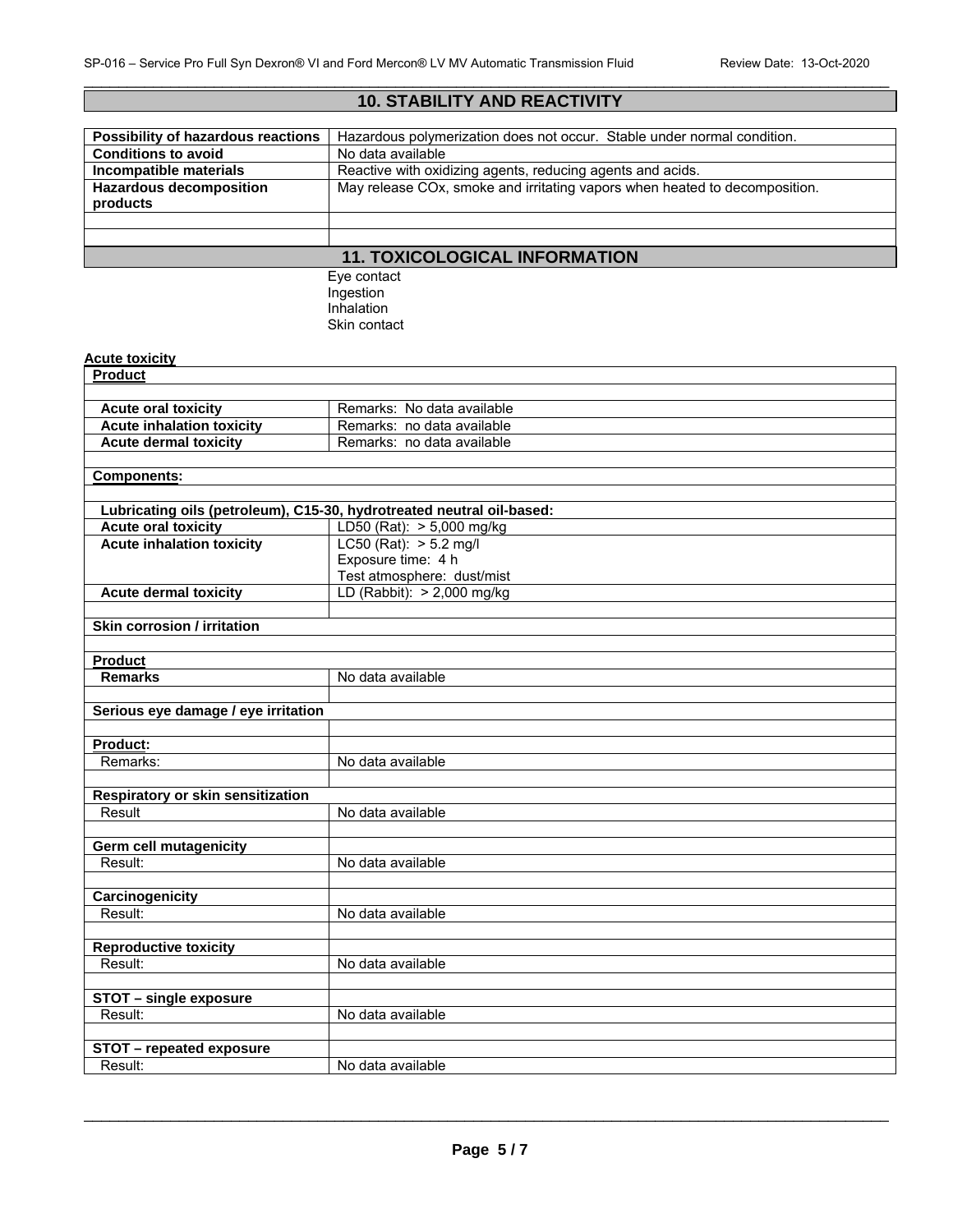## 10. STABILITY AND REACTIVITY

| | |
|---|---|
| **Possibility of hazardous reactions** | Hazardous polymerization does not occur. Stable under normal condition. |
| **Conditions to avoid** | No data available |
| **Incompatible materials** | Reactive with oxidizing agents, reducing agents and acids. |
| **Hazardous decomposition products** | May release COx, smoke and irritating vapors when heated to decomposition. |
| | |
| | |

## 11. TOXICOLOGICAL INFORMATION

Eye contact
Ingestion
Inhalation
Skin contact

**Acute toxicity**

| | |
|---|---|
| **Product** | |
| | |
| **Acute oral toxicity** | Remarks: No data available |
| **Acute inhalation toxicity** | Remarks: no data available |
| **Acute dermal toxicity** | Remarks: no data available |
| | |
| **Components:** | |
| | |
| **Lubricating oils (petroleum), C15-30, hydrotreated neutral oil-based:** | |
| **Acute oral toxicity** | LD50 (Rat): > 5,000 mg/kg |
| **Acute inhalation toxicity** | LC50 (Rat): > 5.2 mg/l<br>Exposure time: 4 h<br>Test atmosphere: dust/mist |
| **Acute dermal toxicity** | LD (Rabbit): > 2,000 mg/kg |
| | |
| **Skin corrosion / irritation** | |
| | |
| **Product** | |
| **Remarks** | No data available |
| | |
| **Serious eye damage / eye irritation** | |
| | |
| **Product:** | |
| Remarks: | No data available |
| | |
| **Respiratory or skin sensitization** | |
| Result | No data available |
| | |
| **Germ cell mutagenicity** | |
| Result: | No data available |
| | |
| **Carcinogenicity** | |
| Result: | No data available |
| | |
| **Reproductive toxicity** | |
| Result: | No data available |
| | |
| **STOT – single exposure** | |
| Result: | No data available |
| | |
| **STOT – repeated exposure** | |
| Result: | No data available |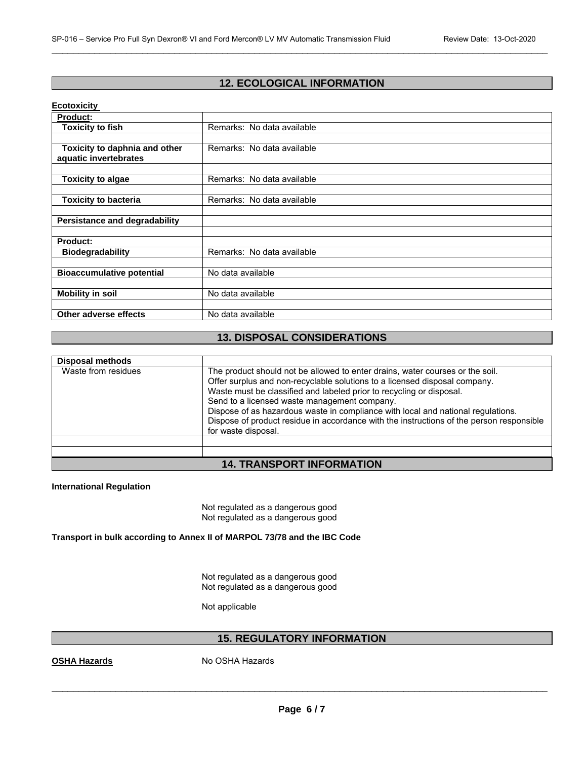## 12. ECOLOGICAL INFORMATION

**Ecotoxicity**

| | |
|---|---|
| **Product:** | |
| **Toxicity to fish** | Remarks: No data available |
| | |
| **Toxicity to daphnia and other aquatic invertebrates** | Remarks: No data available |
| | |
| **Toxicity to algae** | Remarks: No data available |
| | |
| **Toxicity to bacteria** | Remarks: No data available |
| | |
| **Persistance and degradability** | |
| | |
| **Product:** | |
| **Biodegradability** | Remarks: No data available |
| | |
| **Bioaccumulative potential** | No data available |
| | |
| **Mobility in soil** | No data available |
| | |
| **Other adverse effects** | No data available |

## 13. DISPOSAL CONSIDERATIONS

| | |
|---|---|
| **Disposal methods** | |
| Waste from residues | The product should not be allowed to enter drains, water courses or the soil. Offer surplus and non-recyclable solutions to a licensed disposal company. Waste must be classified and labeled prior to recycling or disposal. Send to a licensed waste management company. Dispose of as hazardous waste in compliance with local and national regulations. Dispose of product residue in accordance with the instructions of the person responsible for waste disposal. |
| | |
| | |

## 14. TRANSPORT INFORMATION

**International Regulation**

Not regulated as a dangerous good
Not regulated as a dangerous good

**Transport in bulk according to Annex II of MARPOL 73/78 and the IBC Code**

Not regulated as a dangerous good
Not regulated as a dangerous good

Not applicable

## 15. REGULATORY INFORMATION

**OSHA Hazards** No OSHA Hazards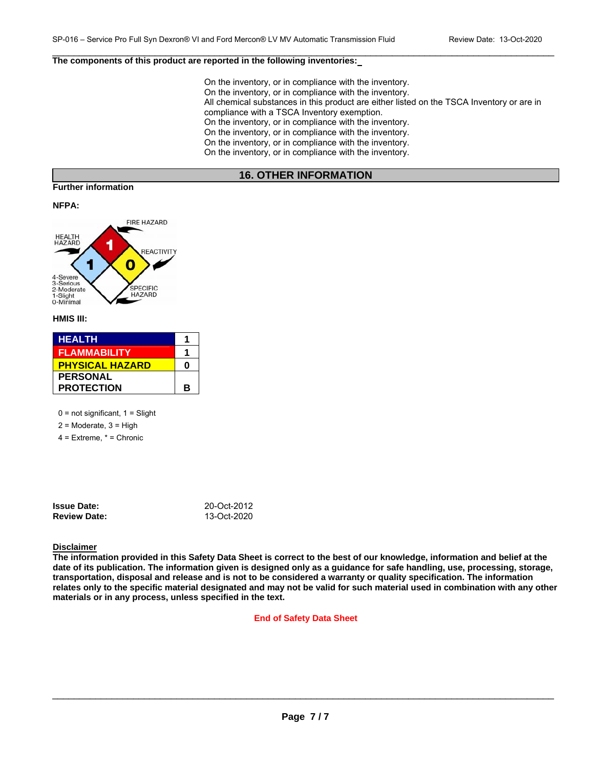**The components of this product are reported in the following inventories:**

On the inventory, or in compliance with the inventory.
On the inventory, or in compliance with the inventory.
All chemical substances in this product are either listed on the TSCA Inventory or are in compliance with a TSCA Inventory exemption.
On the inventory, or in compliance with the inventory.
On the inventory, or in compliance with the inventory.
On the inventory, or in compliance with the inventory.
On the inventory, or in compliance with the inventory.

## 16. OTHER INFORMATION

**Further information**

**NFPA:**

FIRE HAZARD
HEALTH HAZARD
REACTIVITY
SPECIFIC HAZARD
1
1
0
4-Severe
3-Serious
2-Moderate
1-Slight
0-Minimal

**HMIS III:**

| | |
|---|---|
| HEALTH | 1 |
| FLAMMABILITY | 1 |
| PHYSICAL HAZARD | 0 |
| PERSONAL PROTECTION | B |

0 = not significant, 1 = Slight
2 = Moderate, 3 = High
4 = Extreme, * = Chronic

**Issue Date:** 20-Oct-2012
**Review Date:** 13-Oct-2020

**Disclaimer**

**The information provided in this Safety Data Sheet is correct to the best of our knowledge, information and belief at the date of its publication. The information given is designed only as a guidance for safe handling, use, processing, storage, transportation, disposal and release and is not to be considered a warranty or quality specification. The information relates only to the specific material designated and may not be valid for such material used in combination with any other materials or in any process, unless specified in the text.**

**End of Safety Data Sheet**